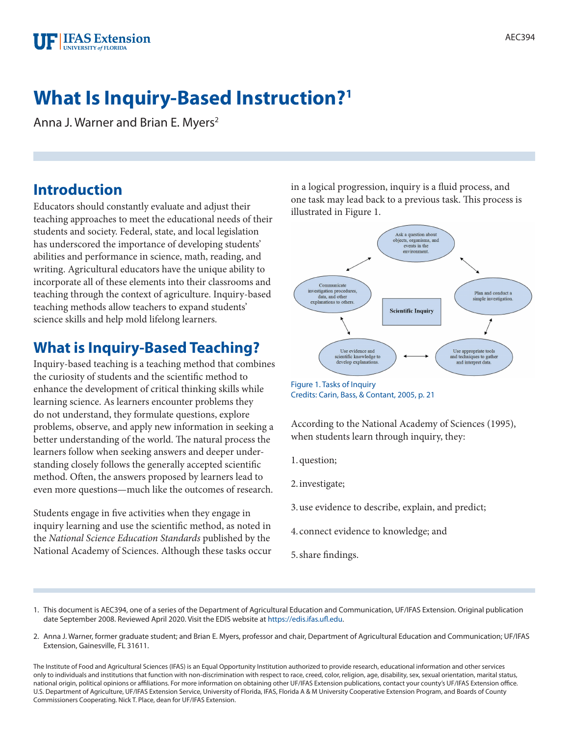# What Is Inquiry-Based Instruction?[1]

Anna J. Warner and Brian E. Myers[2]

## Introduction

Educators should constantly evaluate and adjust their teaching approaches to meet the educational needs of their students and society. Federal, state, and local legislation has underscored the importance of developing students' abilities and performance in science, math, reading, and writing. Agricultural educators have the unique ability to incorporate all of these elements into their classrooms and teaching through the context of agriculture. Inquiry-based teaching methods allow teachers to expand students' science skills and help mold lifelong learners.

## What is Inquiry-Based Teaching?

Inquiry-based teaching is a teaching method that combines the curiosity of students and the scientific method to enhance the development of critical thinking skills while learning science. As learners encounter problems they do not understand, they formulate questions, explore problems, observe, and apply new information in seeking a better understanding of the world. The natural process the learners follow when seeking answers and deeper understanding closely follows the generally accepted scientific method. Often, the answers proposed by learners lead to even more questions—much like the outcomes of research.

Students engage in five activities when they engage in inquiry learning and use the scientific method, as noted in the *National Science Education Standards* published by the National Academy of Sciences. Although these tasks occur in a logical progression, inquiry is a fluid process, and one task may lead back to a previous task. This process is illustrated in Figure 1.

Scientific Inquiry: Ask a question about objects, organisms, and events in the environment. ↔ Plan and conduct a simple investigation. ↔ Use appropriate tools and techniques to gather and interpret data. ↔ Use evidence and scientific knowledge to develop explanations. ↔ Communicate investigation procedures, data, and other explanations to others. ↔ Ask a question about objects, organisms, and events in the environment.

Figure 1. Tasks of Inquiry
Credits: Carin, Bass, & Contant, 2005, p. 21

According to the National Academy of Sciences (1995), when students learn through inquiry, they:

1. question;
2. investigate;
3. use evidence to describe, explain, and predict;
4. connect evidence to knowledge; and
5. share findings.

---

1. This document is AEC394, one of a series of the Department of Agricultural Education and Communication, UF/IFAS Extension. Original publication date September 2008. Reviewed April 2020. Visit the EDIS website at https://edis.ifas.ufl.edu.

2. Anna J. Warner, former graduate student; and Brian E. Myers, professor and chair, Department of Agricultural Education and Communication; UF/IFAS Extension, Gainesville, FL 31611.

The Institute of Food and Agricultural Sciences (IFAS) is an Equal Opportunity Institution authorized to provide research, educational information and other services only to individuals and institutions that function with non-discrimination with respect to race, creed, color, religion, age, disability, sex, sexual orientation, marital status, national origin, political opinions or affiliations. For more information on obtaining other UF/IFAS Extension publications, contact your county's UF/IFAS Extension office. U.S. Department of Agriculture, UF/IFAS Extension Service, University of Florida, IFAS, Florida A & M University Cooperative Extension Program, and Boards of County Commissioners Cooperating. Nick T. Place, dean for UF/IFAS Extension.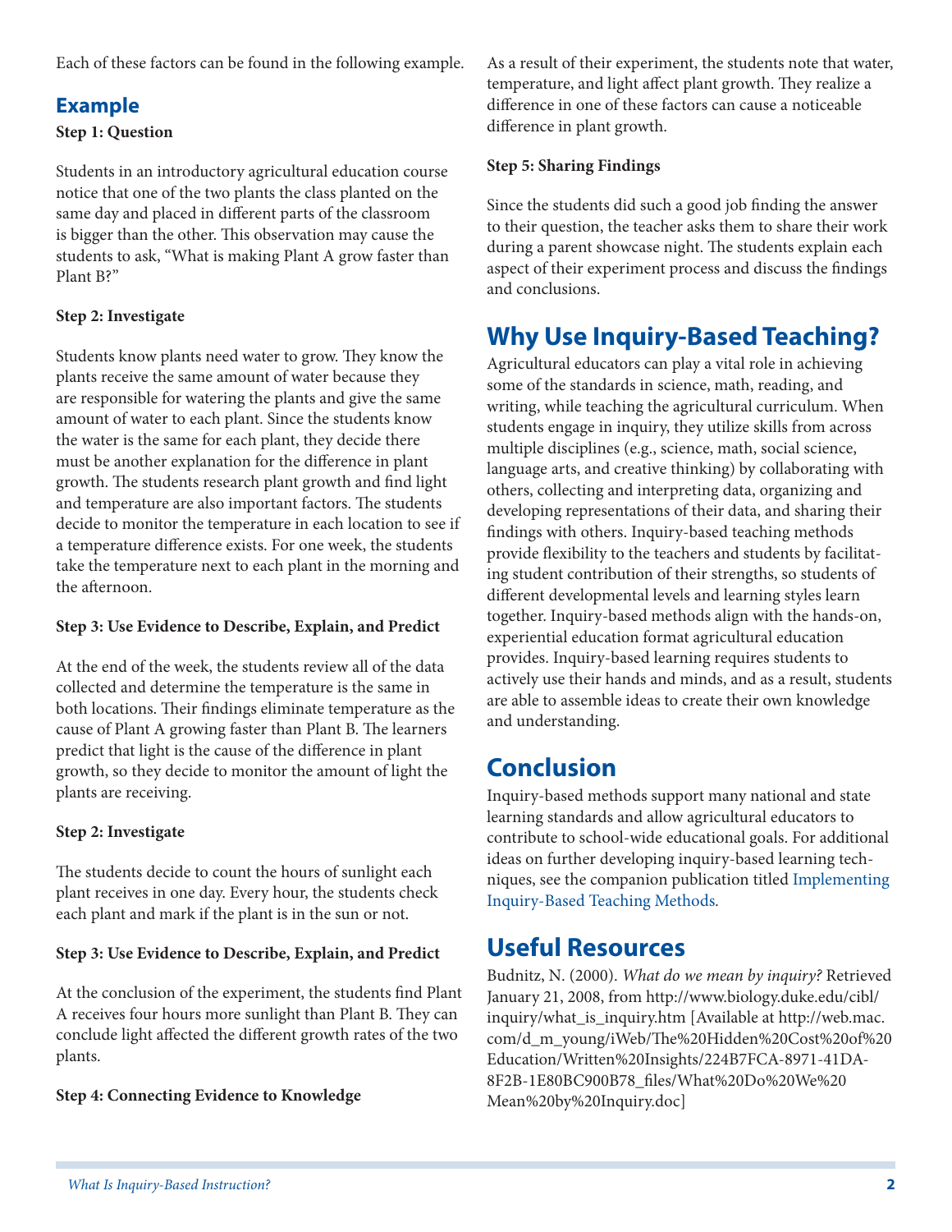Each of these factors can be found in the following example.

## Example

**Step 1: Question**

Students in an introductory agricultural education course notice that one of the two plants the class planted on the same day and placed in different parts of the classroom is bigger than the other. This observation may cause the students to ask, "What is making Plant A grow faster than Plant B?"

**Step 2: Investigate**

Students know plants need water to grow. They know the plants receive the same amount of water because they are responsible for watering the plants and give the same amount of water to each plant. Since the students know the water is the same for each plant, they decide there must be another explanation for the difference in plant growth. The students research plant growth and find light and temperature are also important factors. The students decide to monitor the temperature in each location to see if a temperature difference exists. For one week, the students take the temperature next to each plant in the morning and the afternoon.

**Step 3: Use Evidence to Describe, Explain, and Predict**

At the end of the week, the students review all of the data collected and determine the temperature is the same in both locations. Their findings eliminate temperature as the cause of Plant A growing faster than Plant B. The learners predict that light is the cause of the difference in plant growth, so they decide to monitor the amount of light the plants are receiving.

**Step 2: Investigate**

The students decide to count the hours of sunlight each plant receives in one day. Every hour, the students check each plant and mark if the plant is in the sun or not.

**Step 3: Use Evidence to Describe, Explain, and Predict**

At the conclusion of the experiment, the students find Plant A receives four hours more sunlight than Plant B. They can conclude light affected the different growth rates of the two plants.

**Step 4: Connecting Evidence to Knowledge**

As a result of their experiment, the students note that water, temperature, and light affect plant growth. They realize a difference in one of these factors can cause a noticeable difference in plant growth.

**Step 5: Sharing Findings**

Since the students did such a good job finding the answer to their question, the teacher asks them to share their work during a parent showcase night. The students explain each aspect of their experiment process and discuss the findings and conclusions.

## Why Use Inquiry-Based Teaching?

Agricultural educators can play a vital role in achieving some of the standards in science, math, reading, and writing, while teaching the agricultural curriculum. When students engage in inquiry, they utilize skills from across multiple disciplines (e.g., science, math, social science, language arts, and creative thinking) by collaborating with others, collecting and interpreting data, organizing and developing representations of their data, and sharing their findings with others. Inquiry-based teaching methods provide flexibility to the teachers and students by facilitating student contribution of their strengths, so students of different developmental levels and learning styles learn together. Inquiry-based methods align with the hands-on, experiential education format agricultural education provides. Inquiry-based learning requires students to actively use their hands and minds, and as a result, students are able to assemble ideas to create their own knowledge and understanding.

## Conclusion

Inquiry-based methods support many national and state learning standards and allow agricultural educators to contribute to school-wide educational goals. For additional ideas on further developing inquiry-based learning techniques, see the companion publication titled Implementing Inquiry-Based Teaching Methods.

## Useful Resources

Budnitz, N. (2000). *What do we mean by inquiry?* Retrieved January 21, 2008, from http://www.biology.duke.edu/cibl/inquiry/what_is_inquiry.htm [Available at http://web.mac.com/d_m_young/iWeb/The%20Hidden%20Cost%20of%20Education/Written%20Insights/224B7FCA-8971-41DA-8F2B-1E80BC900B78_files/What%20Do%20We%20Mean%20by%20Inquiry.doc]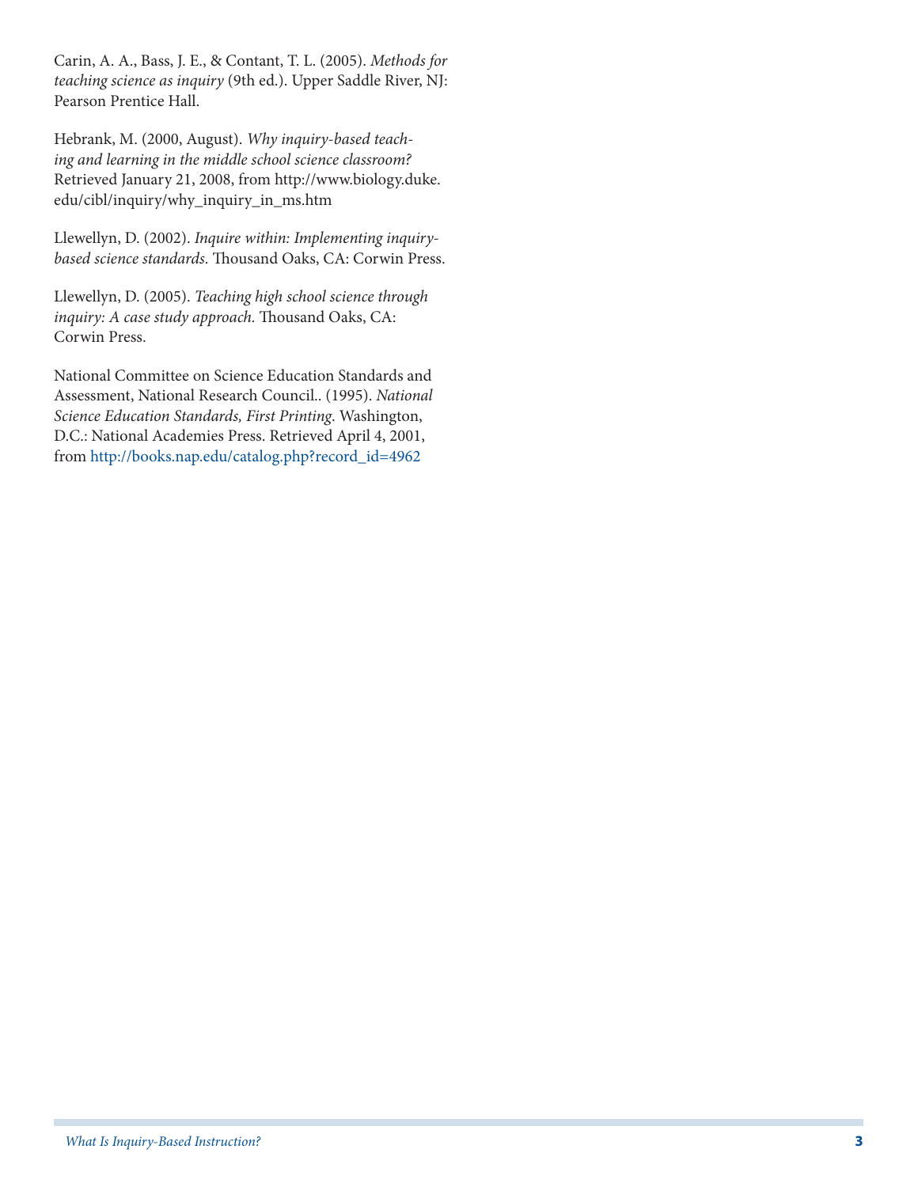Carin, A. A., Bass, J. E., & Contant, T. L. (2005). *Methods for teaching science as inquiry* (9th ed.). Upper Saddle River, NJ: Pearson Prentice Hall.

Hebrank, M. (2000, August). *Why inquiry-based teaching and learning in the middle school science classroom?* Retrieved January 21, 2008, from http://www.biology.duke.edu/cibl/inquiry/why_inquiry_in_ms.htm

Llewellyn, D. (2002). *Inquire within: Implementing inquiry-based science standards.* Thousand Oaks, CA: Corwin Press.

Llewellyn, D. (2005). *Teaching high school science through inquiry: A case study approach.* Thousand Oaks, CA: Corwin Press.

National Committee on Science Education Standards and Assessment, National Research Council.. (1995). *National Science Education Standards, First Printing*. Washington, D.C.: National Academies Press. Retrieved April 4, 2001, from http://books.nap.edu/catalog.php?record_id=4962